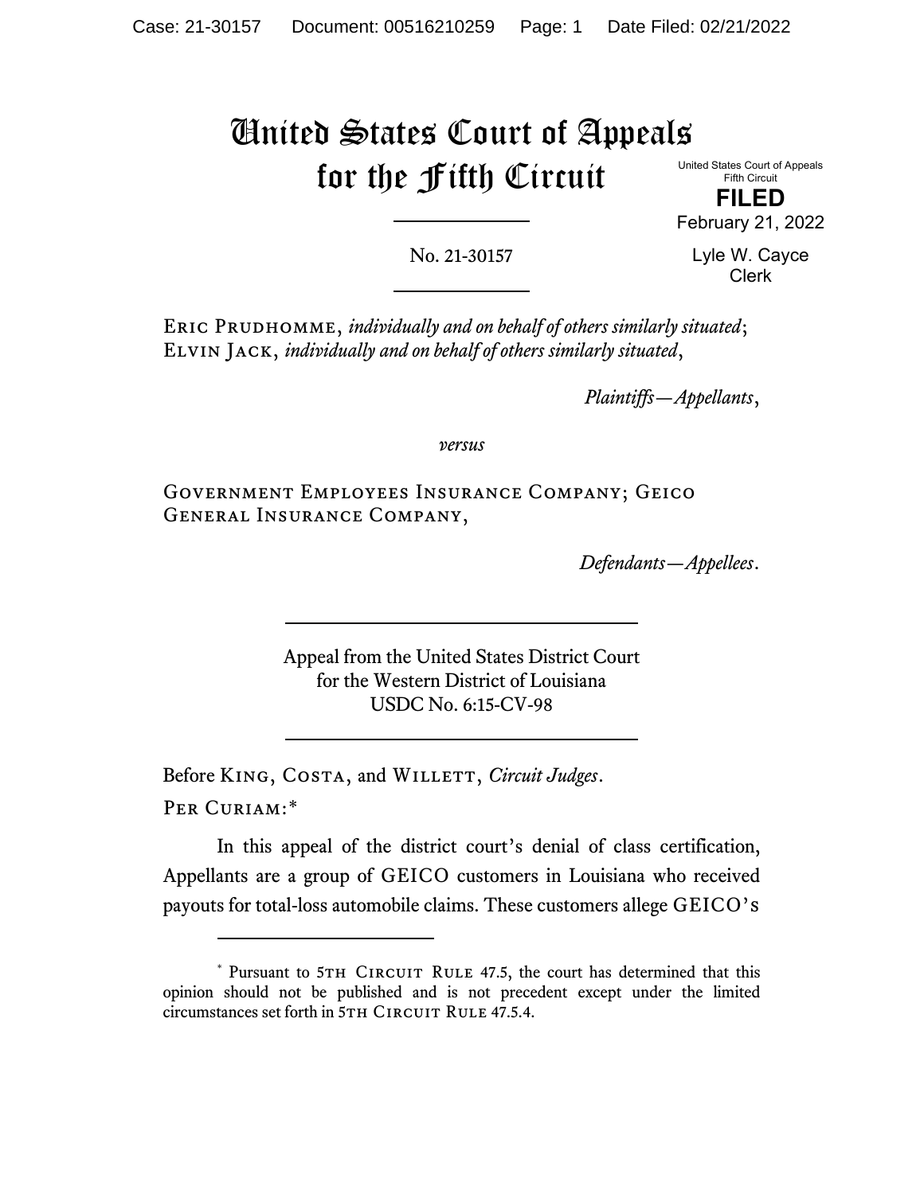# United States Court of Appeals for the Fifth Circuit

United States Court of Appeals
Fifth Circuit

**FILED**

February 21, 2022

Lyle W. Cayce
Clerk

No. 21-30157

---

ERIC PRUDHOMME, *individually and on behalf of others similarly situated*; ELVIN JACK, *individually and on behalf of others similarly situated*,

*Plaintiffs—Appellants*,

*versus*

GOVERNMENT EMPLOYEES INSURANCE COMPANY; GEICO GENERAL INSURANCE COMPANY,

*Defendants—Appellees*.

---

Appeal from the United States District Court
for the Western District of Louisiana
USDC No. 6:15-CV-98

---

Before KING, COSTA, and WILLETT, *Circuit Judges*.

PER CURIAM:*

In this appeal of the district court's denial of class certification, Appellants are a group of GEICO customers in Louisiana who received payouts for total-loss automobile claims. These customers allege GEICO's

---

\* Pursuant to 5TH CIRCUIT RULE 47.5, the court has determined that this opinion should not be published and is not precedent except under the limited circumstances set forth in 5TH CIRCUIT RULE 47.5.4.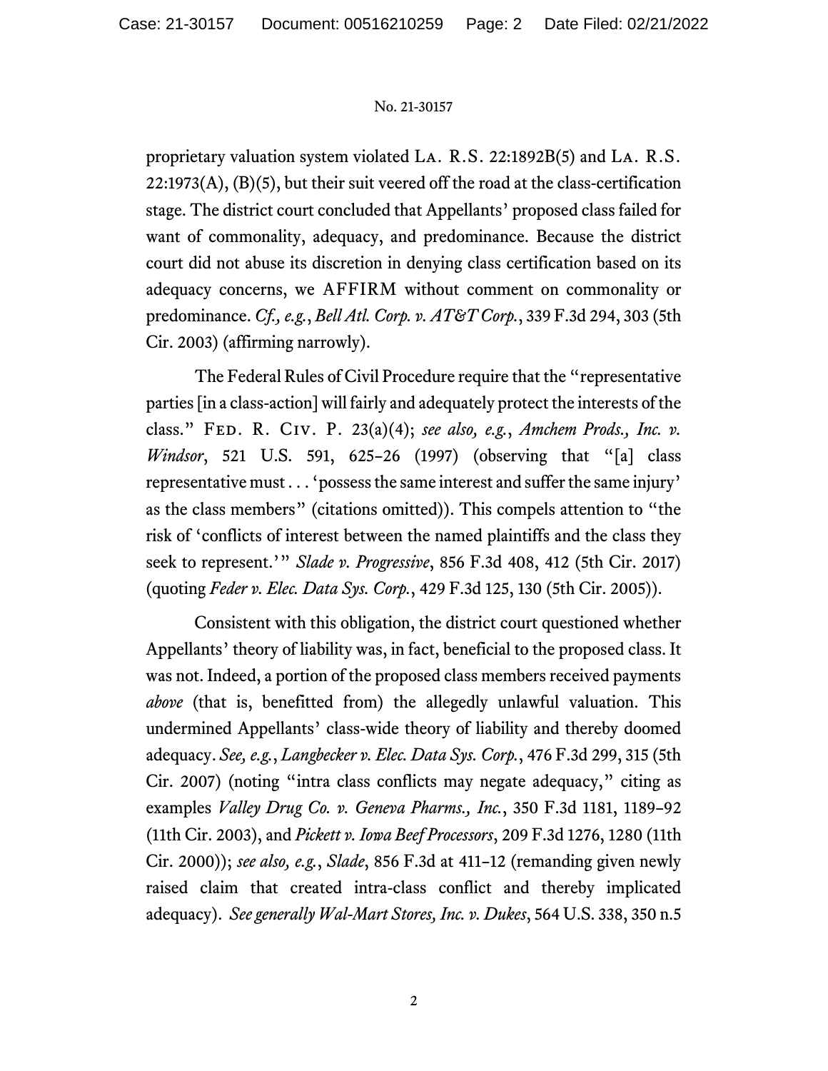proprietary valuation system violated La. R.S. 22:1892B(5) and La. R.S. 22:1973(A), (B)(5), but their suit veered off the road at the class-certification stage. The district court concluded that Appellants' proposed class failed for want of commonality, adequacy, and predominance. Because the district court did not abuse its discretion in denying class certification based on its adequacy concerns, we AFFIRM without comment on commonality or predominance. *Cf., e.g.*, *Bell Atl. Corp. v. AT&T Corp.*, 339 F.3d 294, 303 (5th Cir. 2003) (affirming narrowly).

The Federal Rules of Civil Procedure require that the "representative parties [in a class-action] will fairly and adequately protect the interests of the class." Fed. R. Civ. P. 23(a)(4); *see also, e.g.*, *Amchem Prods., Inc. v. Windsor*, 521 U.S. 591, 625–26 (1997) (observing that "[a] class representative must . . . 'possess the same interest and suffer the same injury' as the class members" (citations omitted)). This compels attention to "the risk of 'conflicts of interest between the named plaintiffs and the class they seek to represent.'" *Slade v. Progressive*, 856 F.3d 408, 412 (5th Cir. 2017) (quoting *Feder v. Elec. Data Sys. Corp.*, 429 F.3d 125, 130 (5th Cir. 2005)).

Consistent with this obligation, the district court questioned whether Appellants' theory of liability was, in fact, beneficial to the proposed class. It was not. Indeed, a portion of the proposed class members received payments *above* (that is, benefitted from) the allegedly unlawful valuation. This undermined Appellants' class-wide theory of liability and thereby doomed adequacy. *See, e.g.*, *Langbecker v. Elec. Data Sys. Corp.*, 476 F.3d 299, 315 (5th Cir. 2007) (noting "intra class conflicts may negate adequacy," citing as examples *Valley Drug Co. v. Geneva Pharms., Inc.*, 350 F.3d 1181, 1189–92 (11th Cir. 2003), and *Pickett v. Iowa Beef Processors*, 209 F.3d 1276, 1280 (11th Cir. 2000)); *see also, e.g.*, *Slade*, 856 F.3d at 411–12 (remanding given newly raised claim that created intra-class conflict and thereby implicated adequacy). *See generally Wal-Mart Stores, Inc. v. Dukes*, 564 U.S. 338, 350 n.5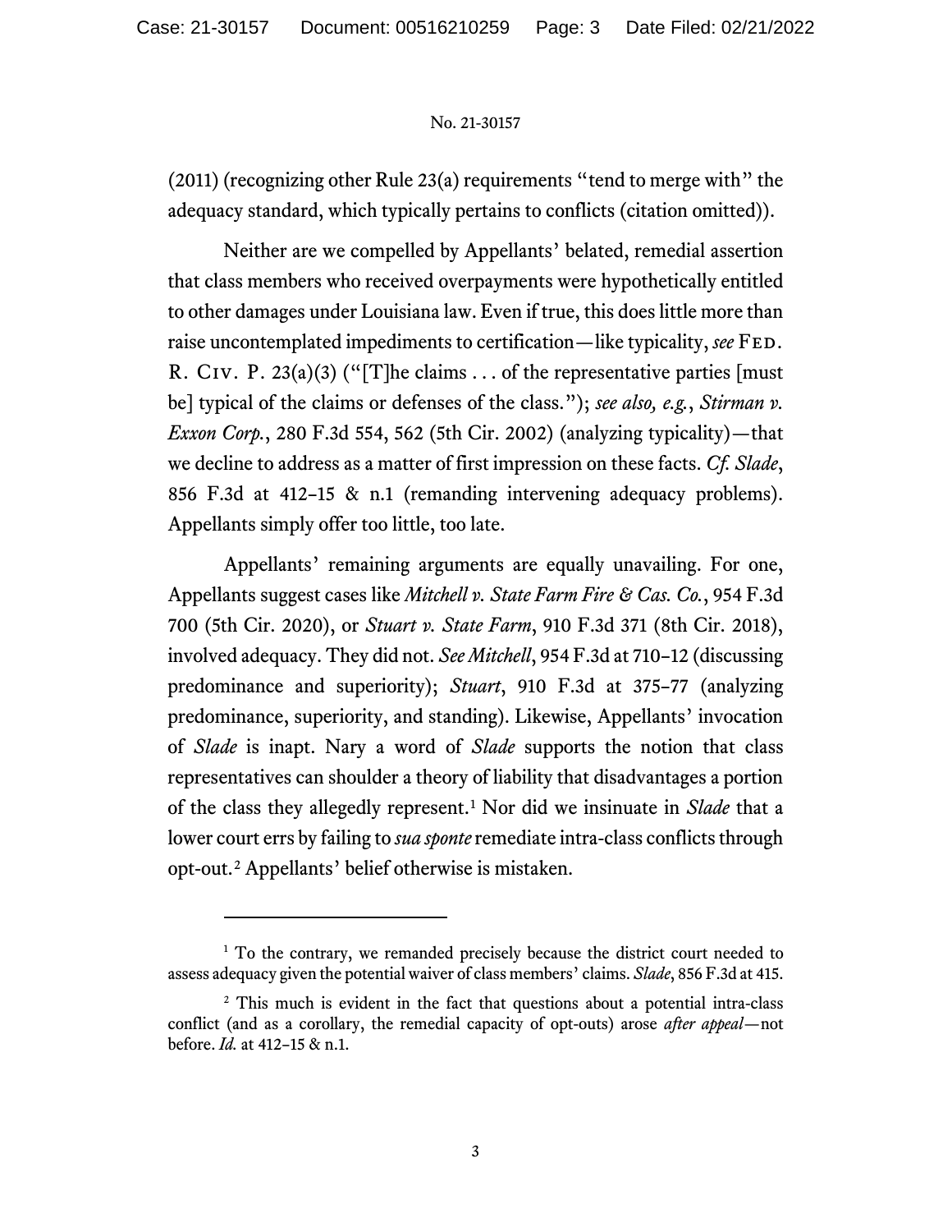(2011) (recognizing other Rule 23(a) requirements "tend to merge with" the adequacy standard, which typically pertains to conflicts (citation omitted)).

Neither are we compelled by Appellants' belated, remedial assertion that class members who received overpayments were hypothetically entitled to other damages under Louisiana law. Even if true, this does little more than raise uncontemplated impediments to certification—like typicality, *see* FED. R. CIV. P. 23(a)(3) ("[T]he claims . . . of the representative parties [must be] typical of the claims or defenses of the class."); *see also, e.g.*, *Stirman v. Exxon Corp.*, 280 F.3d 554, 562 (5th Cir. 2002) (analyzing typicality)—that we decline to address as a matter of first impression on these facts. *Cf. Slade*, 856 F.3d at 412–15 & n.1 (remanding intervening adequacy problems). Appellants simply offer too little, too late.

Appellants' remaining arguments are equally unavailing. For one, Appellants suggest cases like *Mitchell v. State Farm Fire & Cas. Co.*, 954 F.3d 700 (5th Cir. 2020), or *Stuart v. State Farm*, 910 F.3d 371 (8th Cir. 2018), involved adequacy. They did not. *See Mitchell*, 954 F.3d at 710–12 (discussing predominance and superiority); *Stuart*, 910 F.3d at 375–77 (analyzing predominance, superiority, and standing). Likewise, Appellants' invocation of *Slade* is inapt. Nary a word of *Slade* supports the notion that class representatives can shoulder a theory of liability that disadvantages a portion of the class they allegedly represent.[1] Nor did we insinuate in *Slade* that a lower court errs by failing to *sua sponte* remediate intra-class conflicts through opt-out.[2] Appellants' belief otherwise is mistaken.

---

[1] To the contrary, we remanded precisely because the district court needed to assess adequacy given the potential waiver of class members' claims. *Slade*, 856 F.3d at 415.

[2] This much is evident in the fact that questions about a potential intra-class conflict (and as a corollary, the remedial capacity of opt-outs) arose *after appeal*—not before. *Id.* at 412–15 & n.1.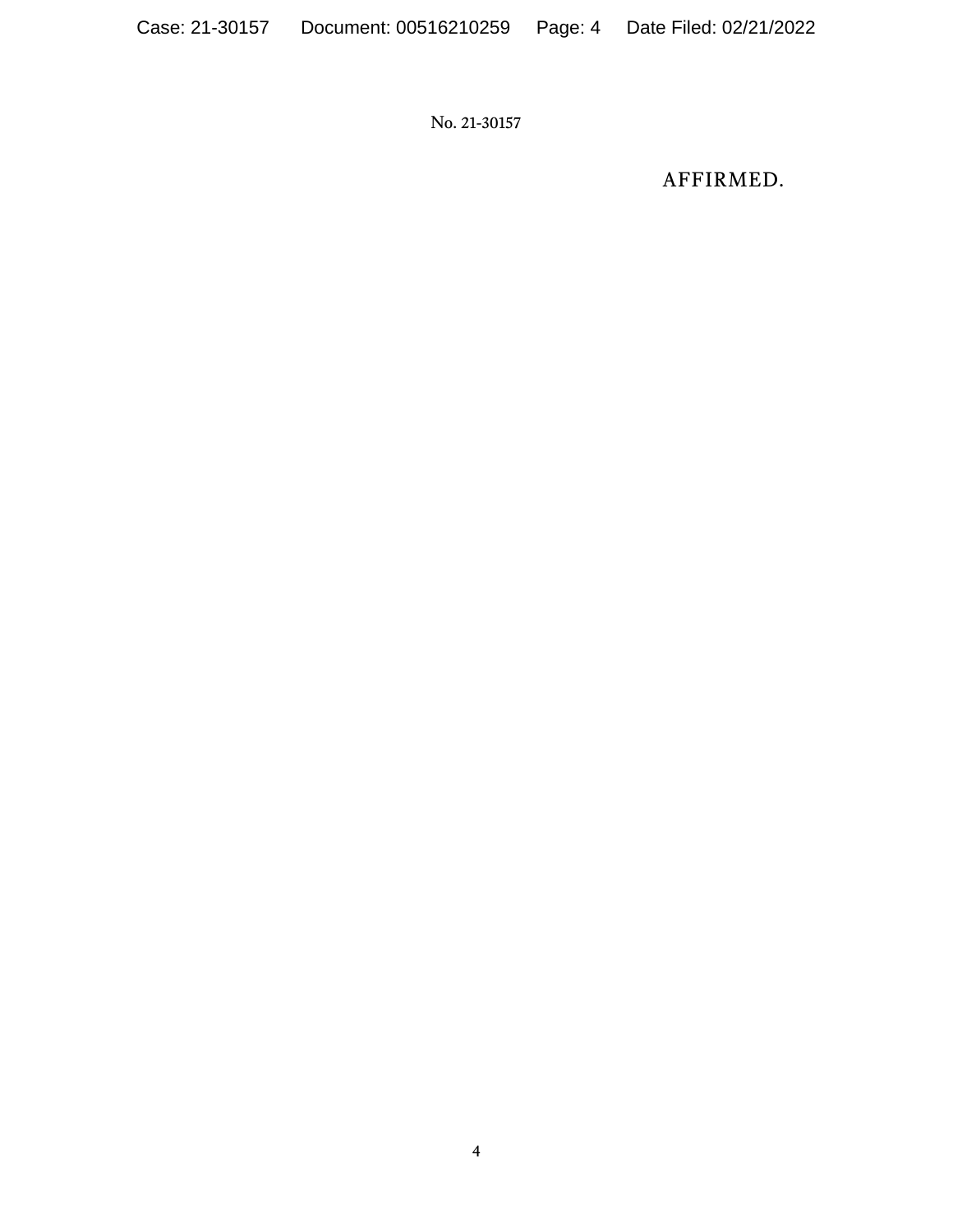AFFIRMED.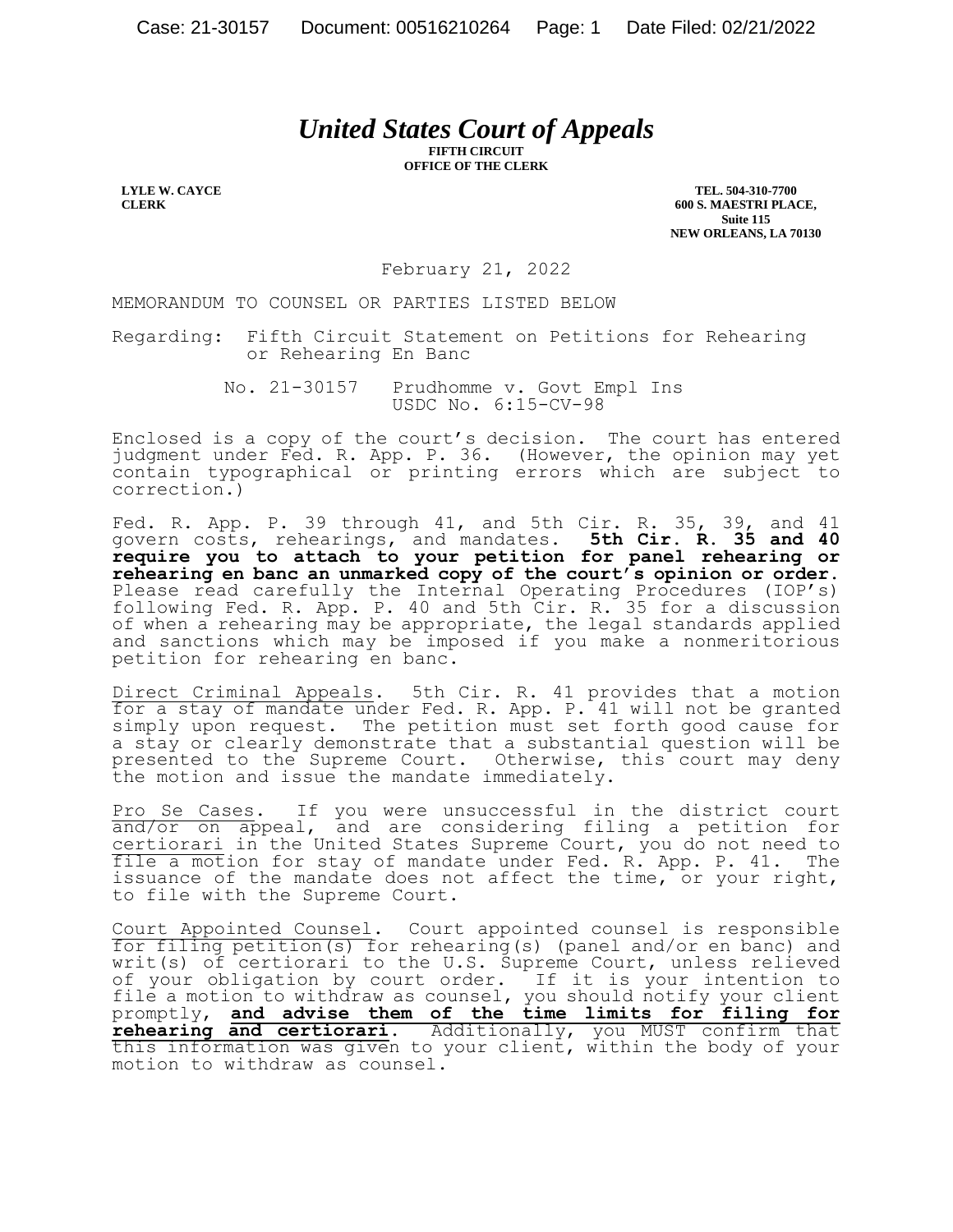# *United States Court of Appeals*

**FIFTH CIRCUIT**
**OFFICE OF THE CLERK**

**LYLE W. CAYCE**
**CLERK**

**TEL. 504-310-7700**
**600 S. MAESTRI PLACE,**
**Suite 115**
**NEW ORLEANS, LA 70130**

February 21, 2022

MEMORANDUM TO COUNSEL OR PARTIES LISTED BELOW

Regarding: Fifth Circuit Statement on Petitions for Rehearing or Rehearing En Banc

No. 21-30157 Prudhomme v. Govt Empl Ins
USDC No. 6:15-CV-98

Enclosed is a copy of the court's decision. The court has entered judgment under Fed. R. App. P. 36. (However, the opinion may yet contain typographical or printing errors which are subject to correction.)

Fed. R. App. P. 39 through 41, and 5th Cir. R. 35, 39, and 41 govern costs, rehearings, and mandates. **5th Cir. R. 35 and 40 require you to attach to your petition for panel rehearing or rehearing en banc an unmarked copy of the court's opinion or order.** Please read carefully the Internal Operating Procedures (IOP's) following Fed. R. App. P. 40 and 5th Cir. R. 35 for a discussion of when a rehearing may be appropriate, the legal standards applied and sanctions which may be imposed if you make a nonmeritorious petition for rehearing en banc.

Direct Criminal Appeals. 5th Cir. R. 41 provides that a motion for a stay of mandate under Fed. R. App. P. 41 will not be granted simply upon request. The petition must set forth good cause for a stay or clearly demonstrate that a substantial question will be presented to the Supreme Court. Otherwise, this court may deny the motion and issue the mandate immediately.

Pro Se Cases. If you were unsuccessful in the district court and/or on appeal, and are considering filing a petition for certiorari in the United States Supreme Court, you do not need to file a motion for stay of mandate under Fed. R. App. P. 41. The issuance of the mandate does not affect the time, or your right, to file with the Supreme Court.

Court Appointed Counsel. Court appointed counsel is responsible for filing petition(s) for rehearing(s) (panel and/or en banc) and writ(s) of certiorari to the U.S. Supreme Court, unless relieved of your obligation by court order. If it is your intention to file a motion to withdraw as counsel, you should notify your client promptly, **and advise them of the time limits for filing for rehearing and certiorari**. Additionally, you MUST confirm that this information was given to your client, within the body of your motion to withdraw as counsel.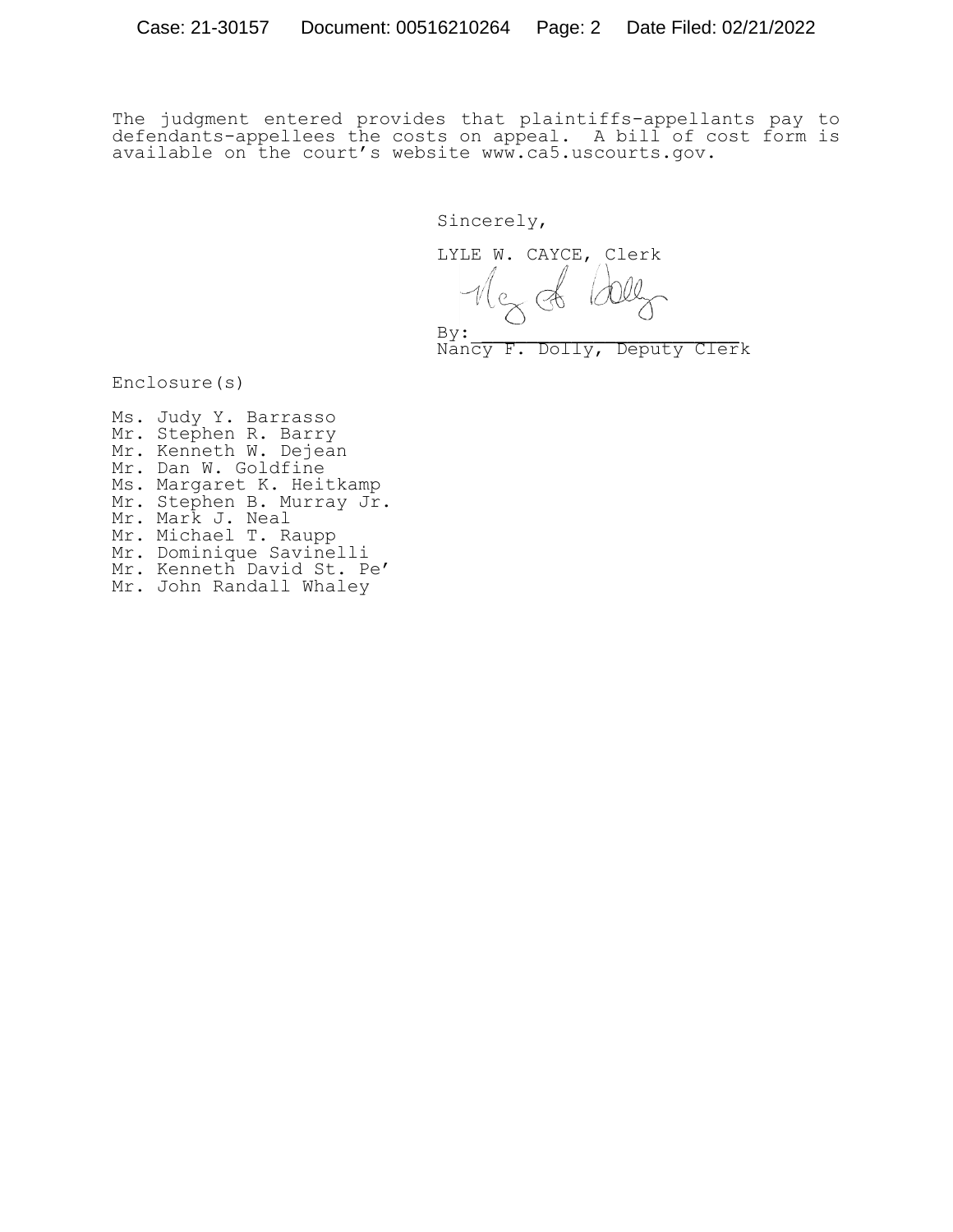The judgment entered provides that plaintiffs-appellants pay to defendants-appellees the costs on appeal. A bill of cost form is available on the court's website www.ca5.uscourts.gov.

Sincerely,

LYLE W. CAYCE, Clerk

By: ______________________
Nancy F. Dolly, Deputy Clerk

Enclosure(s)

Ms. Judy Y. Barrasso
Mr. Stephen R. Barry
Mr. Kenneth W. Dejean
Mr. Dan W. Goldfine
Ms. Margaret K. Heitkamp
Mr. Stephen B. Murray Jr.
Mr. Mark J. Neal
Mr. Michael T. Raupp
Mr. Dominique Savinelli
Mr. Kenneth David St. Pe'
Mr. John Randall Whaley